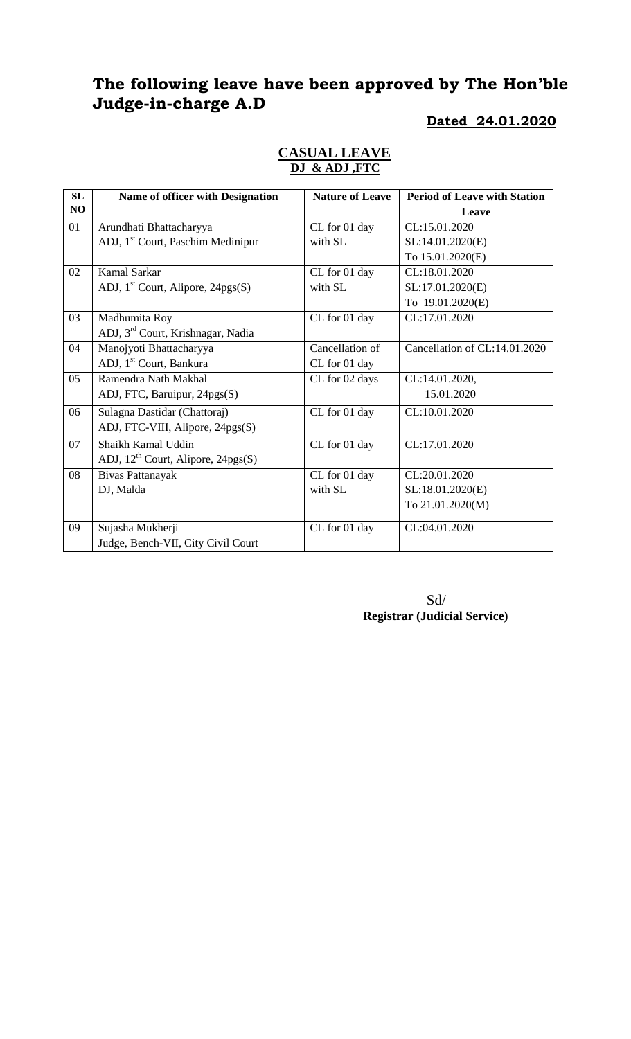# The following leave have been approved by The Hon'ble Judge-in-charge A.D

**Dated 24.01.2020**

## CASUAL LEAVE
**DJ & ADJ ,FTC**

| SL NO | Name of officer with Designation | Nature of Leave | Period of Leave with Station Leave |
|---|---|---|---|
| 01 | Arundhati Bhattacharyya<br>ADJ, 1st Court, Paschim Medinipur | CL for 01 day with SL | CL:15.01.2020<br>SL:14.01.2020(E)<br>To 15.01.2020(E) |
| 02 | Kamal Sarkar<br>ADJ, 1st Court, Alipore, 24pgs(S) | CL for 01 day with SL | CL:18.01.2020<br>SL:17.01.2020(E)<br>To 19.01.2020(E) |
| 03 | Madhumita Roy<br>ADJ, 3rd Court, Krishnagar, Nadia | CL for 01 day | CL:17.01.2020 |
| 04 | Manojyoti Bhattacharyya<br>ADJ, 1st Court, Bankura | Cancellation of CL for 01 day | Cancellation of CL:14.01.2020 |
| 05 | Ramendra Nath Makhal<br>ADJ, FTC, Baruipur, 24pgs(S) | CL for 02 days | CL:14.01.2020,<br>15.01.2020 |
| 06 | Sulagna Dastidar (Chattoraj)<br>ADJ, FTC-VIII, Alipore, 24pgs(S) | CL for 01 day | CL:10.01.2020 |
| 07 | Shaikh Kamal Uddin<br>ADJ, 12th Court, Alipore, 24pgs(S) | CL for 01 day | CL:17.01.2020 |
| 08 | Bivas Pattanayak<br>DJ, Malda | CL for 01 day with SL | CL:20.01.2020<br>SL:18.01.2020(E)<br>To 21.01.2020(M) |
| 09 | Sujasha Mukherji<br>Judge, Bench-VII, City Civil Court | CL for 01 day | CL:04.01.2020 |

Sd/
**Registrar (Judicial Service)**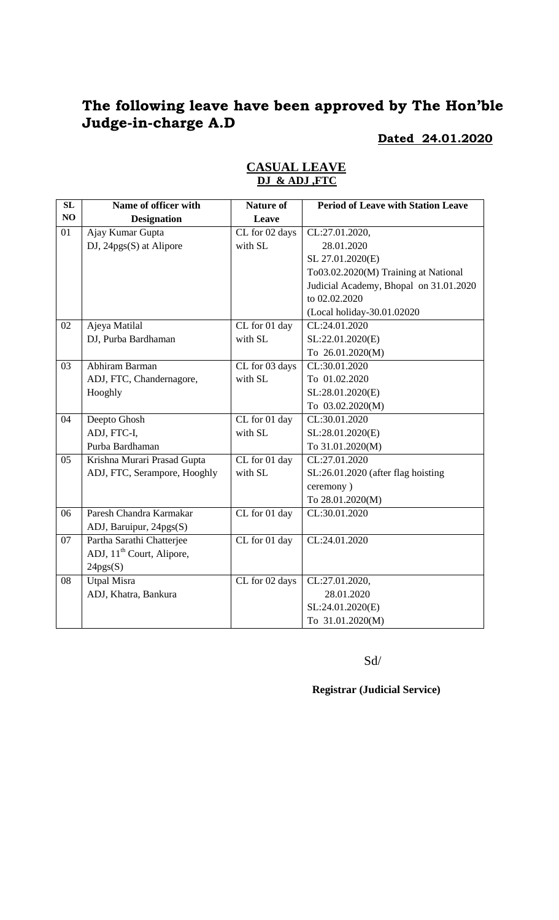# The following leave have been approved by The Hon'ble Judge-in-charge A.D

**Dated 24.01.2020**

**CASUAL LEAVE**
**DJ & ADJ ,FTC**

| SL NO | Name of officer with Designation | Nature of Leave | Period of Leave with Station Leave |
|---|---|---|---|
| 01 | Ajay Kumar Gupta<br>DJ, 24pgs(S) at Alipore | CL for 02 days with SL | CL:27.01.2020,<br>28.01.2020<br>SL 27.01.2020(E)<br>To03.02.2020(M) Training at National Judicial Academy, Bhopal on 31.01.2020 to 02.02.2020<br>(Local holiday-30.01.02020 |
| 02 | Ajeya Matilal<br>DJ, Purba Bardhaman | CL for 01 day with SL | CL:24.01.2020<br>SL:22.01.2020(E)<br>To 26.01.2020(M) |
| 03 | Abhiram Barman<br>ADJ, FTC, Chandernagore, Hooghly | CL for 03 days with SL | CL:30.01.2020<br>To 01.02.2020<br>SL:28.01.2020(E)<br>To 03.02.2020(M) |
| 04 | Deepto Ghosh<br>ADJ, FTC-I,<br>Purba Bardhaman | CL for 01 day with SL | CL:30.01.2020<br>SL:28.01.2020(E)<br>To 31.01.2020(M) |
| 05 | Krishna Murari Prasad Gupta<br>ADJ, FTC, Serampore, Hooghly | CL for 01 day with SL | CL:27.01.2020<br>SL:26.01.2020 (after flag hoisting ceremony )<br>To 28.01.2020(M) |
| 06 | Paresh Chandra Karmakar<br>ADJ, Baruipur, 24pgs(S) | CL for 01 day | CL:30.01.2020 |
| 07 | Partha Sarathi Chatterjee<br>ADJ, 11th Court, Alipore, 24pgs(S) | CL for 01 day | CL:24.01.2020 |
| 08 | Utpal Misra<br>ADJ, Khatra, Bankura | CL for 02 days | CL:27.01.2020,<br>28.01.2020<br>SL:24.01.2020(E)<br>To 31.01.2020(M) |

Sd/

**Registrar (Judicial Service)**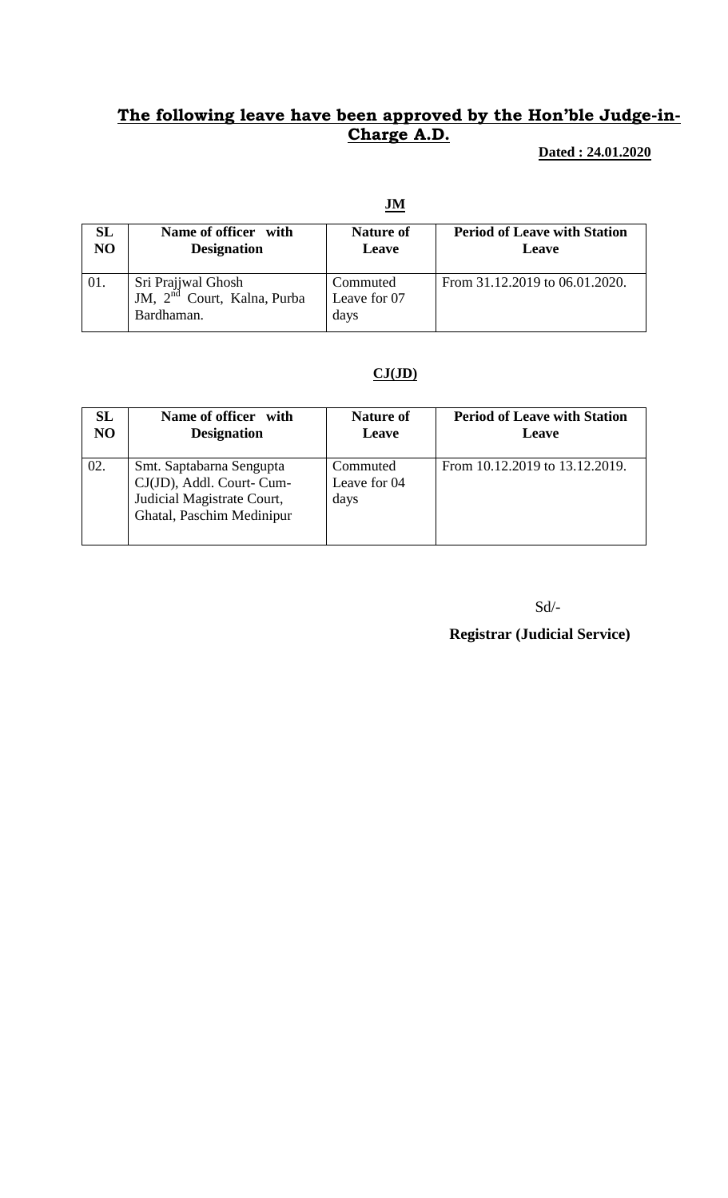## The following leave have been approved by the Hon'ble Judge-in-Charge A.D.

**Dated : 24.01.2020**

**JM**

| SL NO | Name of officer with Designation | Nature of Leave | Period of Leave with Station Leave |
|---|---|---|---|
| 01. | Sri Prajjwal Ghosh JM, 2nd Court, Kalna, Purba Bardhaman. | Commuted Leave for 07 days | From 31.12.2019 to 06.01.2020. |

**CJ(JD)**

| SL NO | Name of officer with Designation | Nature of Leave | Period of Leave with Station Leave |
|---|---|---|---|
| 02. | Smt. Saptabarna Sengupta CJ(JD), Addl. Court- Cum-Judicial Magistrate Court, Ghatal, Paschim Medinipur | Commuted Leave for 04 days | From 10.12.2019 to 13.12.2019. |

Sd/-

**Registrar (Judicial Service)**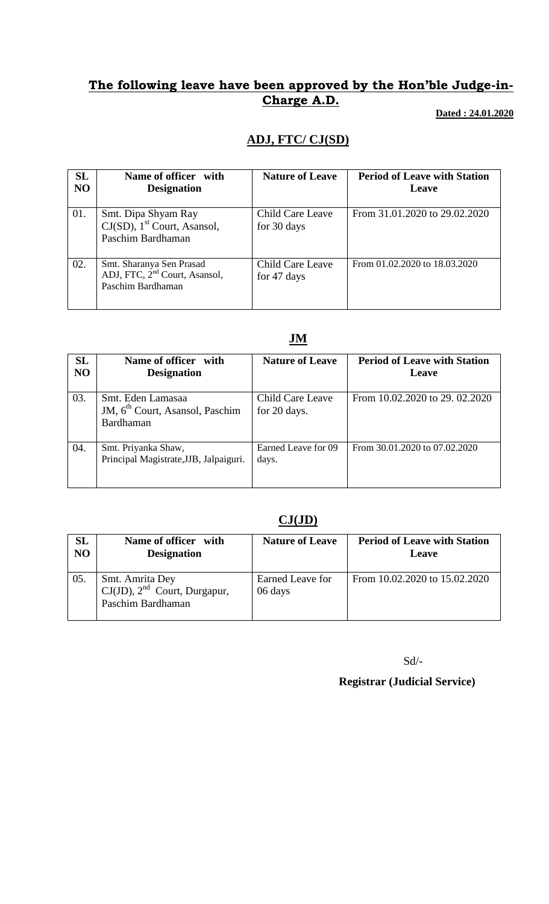## The following leave have been approved by the Hon'ble Judge-in-Charge A.D.

**Dated : 24.01.2020**

### ADJ, FTC/ CJ(SD)

| SL NO | Name of officer with Designation | Nature of Leave | Period of Leave with Station Leave |
|---|---|---|---|
| 01. | Smt. Dipa Shyam Ray CJ(SD), 1st Court, Asansol, Paschim Bardhaman | Child Care Leave for 30 days | From 31.01.2020 to 29.02.2020 |
| 02. | Smt. Sharanya Sen Prasad ADJ, FTC, 2nd Court, Asansol, Paschim Bardhaman | Child Care Leave for 47 days | From 01.02.2020 to 18.03.2020 |

### JM

| SL NO | Name of officer with Designation | Nature of Leave | Period of Leave with Station Leave |
|---|---|---|---|
| 03. | Smt. Eden Lamasaa JM, 6th Court, Asansol, Paschim Bardhaman | Child Care Leave for 20 days. | From 10.02.2020 to 29. 02.2020 |
| 04. | Smt. Priyanka Shaw, Principal Magistrate,JJB, Jalpaiguri. | Earned Leave for 09 days. | From 30.01.2020 to 07.02.2020 |

### CJ(JD)

| SL NO | Name of officer with Designation | Nature of Leave | Period of Leave with Station Leave |
|---|---|---|---|
| 05. | Smt. Amrita Dey CJ(JD), 2nd Court, Durgapur, Paschim Bardhaman | Earned Leave for 06 days | From 10.02.2020 to 15.02.2020 |

Sd/-

**Registrar (Judicial Service)**